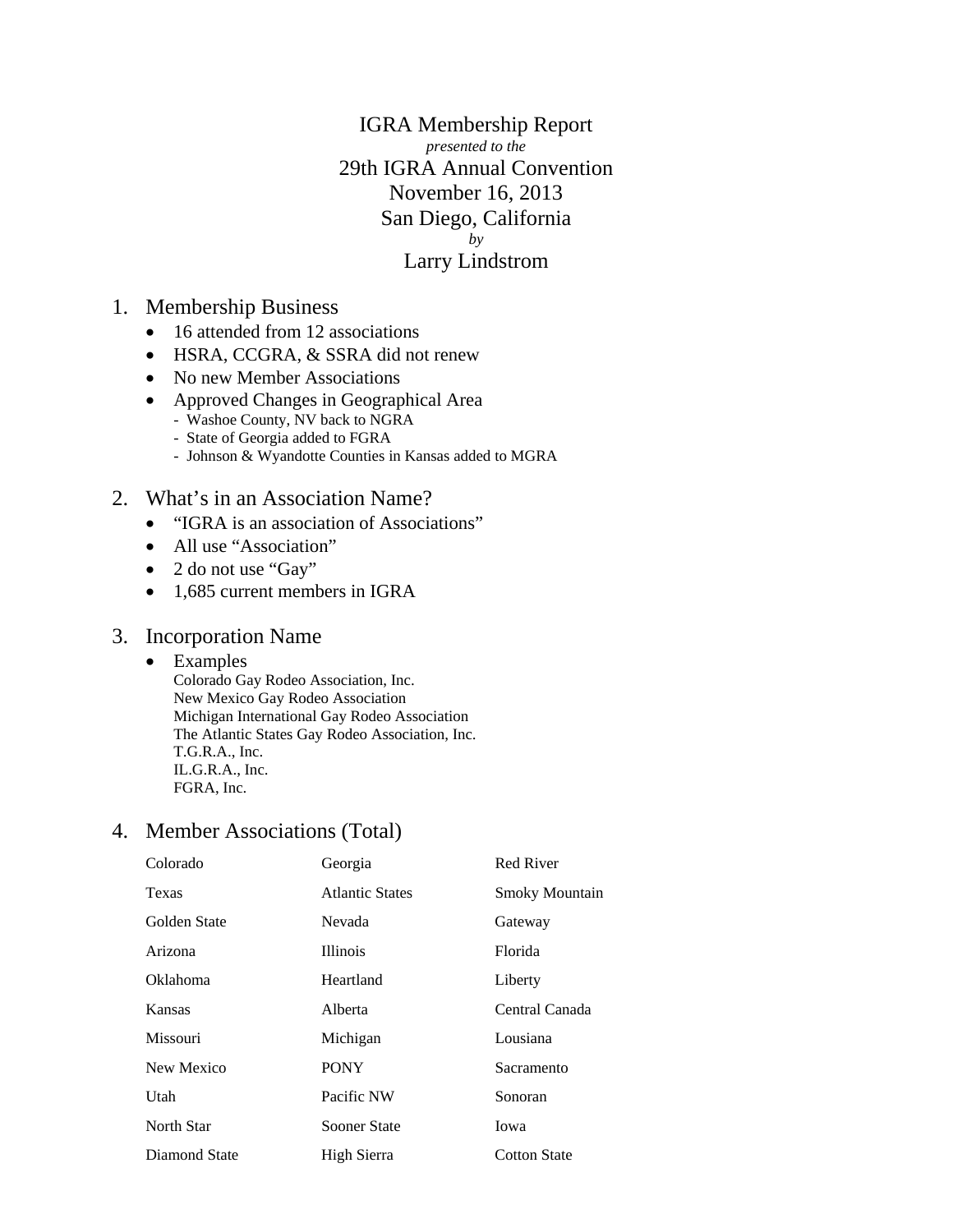# IGRA Membership Report

*presented to the*

## 29th IGRA Annual Convention
## November 16, 2013
## San Diego, California

*by*

## Larry Lindstrom

## 1. Membership Business

- 16 attended from 12 associations
- HSRA, CCGRA, & SSRA did not renew
- No new Member Associations
- Approved Changes in Geographical Area
  - Washoe County, NV back to NGRA
  - State of Georgia added to FGRA
  - Johnson & Wyandotte Counties in Kansas added to MGRA

## 2. What's in an Association Name?

- "IGRA is an association of Associations"
- All use "Association"
- 2 do not use "Gay"
- 1,685 current members in IGRA

## 3. Incorporation Name

- Examples

  Colorado Gay Rodeo Association, Inc.
  New Mexico Gay Rodeo Association
  Michigan International Gay Rodeo Association
  The Atlantic States Gay Rodeo Association, Inc.
  T.G.R.A., Inc.
  IL.G.R.A., Inc.
  FGRA, Inc.

## 4. Member Associations (Total)

| | | |
|---|---|---|
| Colorado | Georgia | Red River |
| Texas | Atlantic States | Smoky Mountain |
| Golden State | Nevada | Gateway |
| Arizona | Illinois | Florida |
| Oklahoma | Heartland | Liberty |
| Kansas | Alberta | Central Canada |
| Missouri | Michigan | Lousiana |
| New Mexico | PONY | Sacramento |
| Utah | Pacific NW | Sonoran |
| North Star | Sooner State | Iowa |
| Diamond State | High Sierra | Cotton State |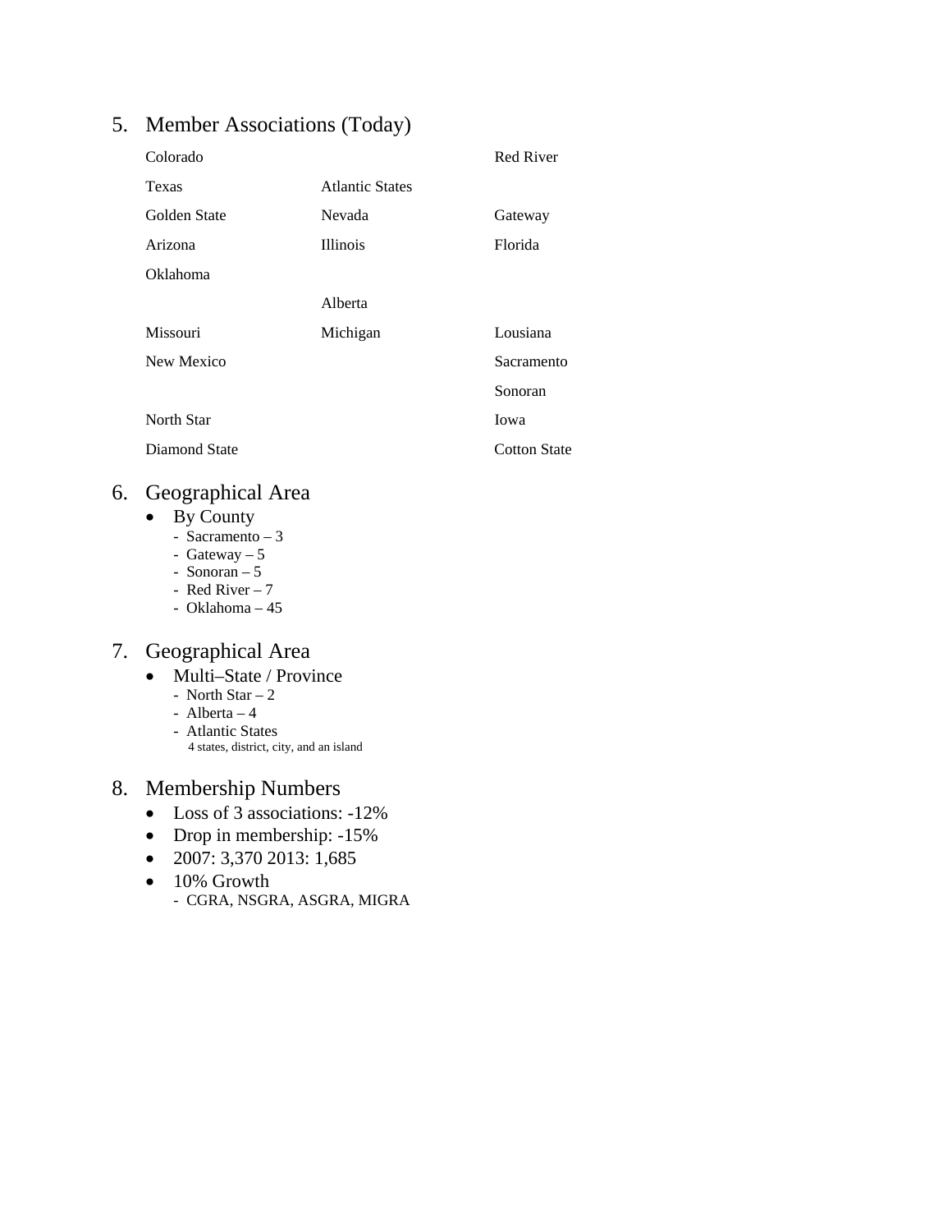5. Member Associations (Today)

| | | |
|---|---|---|
| Colorado | | Red River |
| Texas | Atlantic States | |
| Golden State | Nevada | Gateway |
| Arizona | Illinois | Florida |
| Oklahoma | | |
| | Alberta | |
| Missouri | Michigan | Lousiana |
| New Mexico | | Sacramento |
| | | Sonoran |
| North Star | | Iowa |
| Diamond State | | Cotton State |

6. Geographical Area
   - By County
     - Sacramento – 3
     - Gateway – 5
     - Sonoran – 5
     - Red River – 7
     - Oklahoma – 45

7. Geographical Area
   - Multi–State / Province
     - North Star – 2
     - Alberta – 4
     - Atlantic States
       4 states, district, city, and an island

8. Membership Numbers
   - Loss of 3 associations: -12%
   - Drop in membership: -15%
   - 2007: 3,370 2013: 1,685
   - 10% Growth
     - CGRA, NSGRA, ASGRA, MIGRA